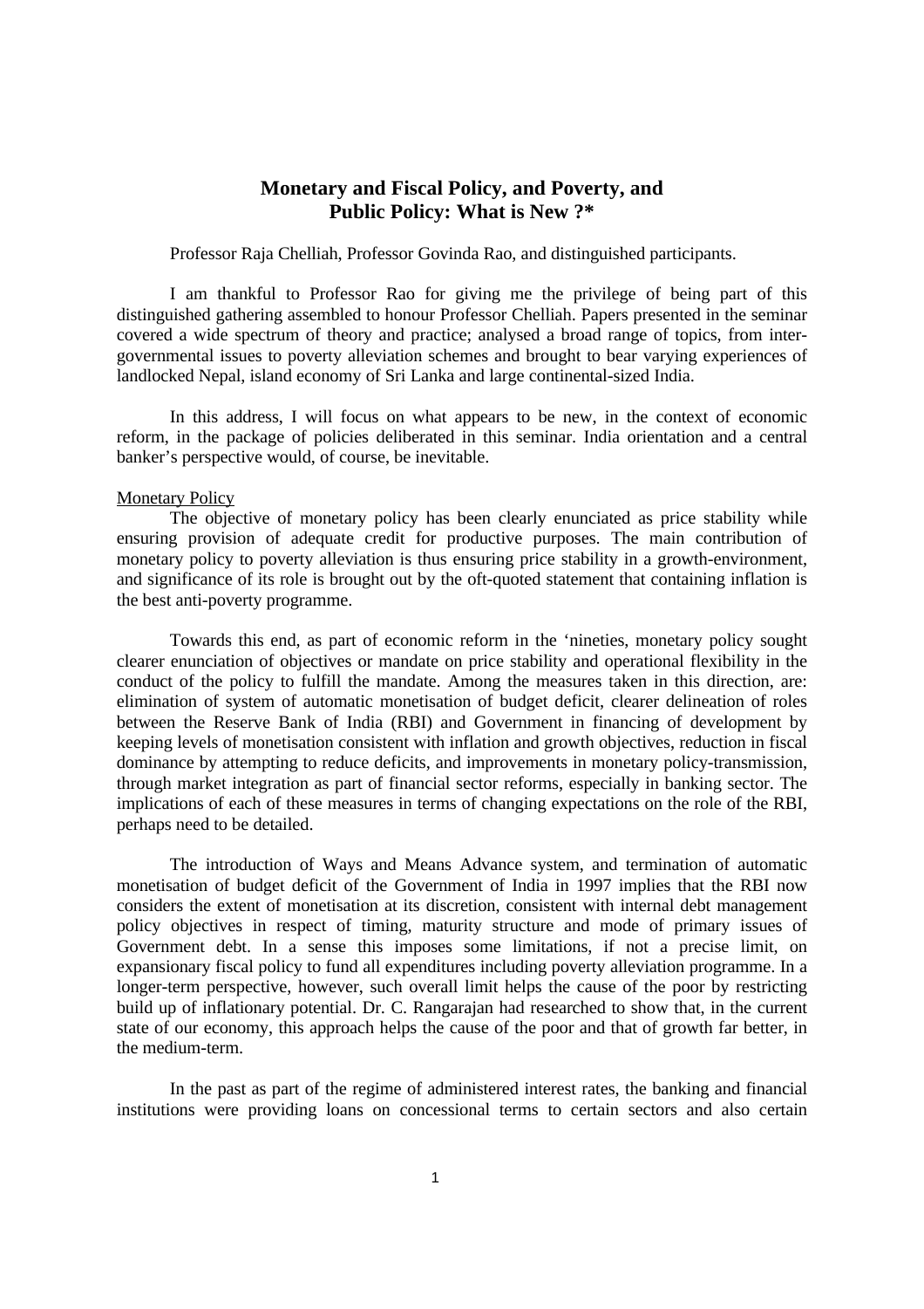# Monetary and Fiscal Policy, and Poverty, and Public Policy: What is New ?*

Professor Raja Chelliah, Professor Govinda Rao, and distinguished participants.

I am thankful to Professor Rao for giving me the privilege of being part of this distinguished gathering assembled to honour Professor Chelliah. Papers presented in the seminar covered a wide spectrum of theory and practice; analysed a broad range of topics, from inter-governmental issues to poverty alleviation schemes and brought to bear varying experiences of landlocked Nepal, island economy of Sri Lanka and large continental-sized India.

In this address, I will focus on what appears to be new, in the context of economic reform, in the package of policies deliberated in this seminar. India orientation and a central banker's perspective would, of course, be inevitable.

## Monetary Policy

The objective of monetary policy has been clearly enunciated as price stability while ensuring provision of adequate credit for productive purposes. The main contribution of monetary policy to poverty alleviation is thus ensuring price stability in a growth-environment, and significance of its role is brought out by the oft-quoted statement that containing inflation is the best anti-poverty programme.

Towards this end, as part of economic reform in the 'nineties, monetary policy sought clearer enunciation of objectives or mandate on price stability and operational flexibility in the conduct of the policy to fulfill the mandate. Among the measures taken in this direction, are: elimination of system of automatic monetisation of budget deficit, clearer delineation of roles between the Reserve Bank of India (RBI) and Government in financing of development by keeping levels of monetisation consistent with inflation and growth objectives, reduction in fiscal dominance by attempting to reduce deficits, and improvements in monetary policy-transmission, through market integration as part of financial sector reforms, especially in banking sector. The implications of each of these measures in terms of changing expectations on the role of the RBI, perhaps need to be detailed.

The introduction of Ways and Means Advance system, and termination of automatic monetisation of budget deficit of the Government of India in 1997 implies that the RBI now considers the extent of monetisation at its discretion, consistent with internal debt management policy objectives in respect of timing, maturity structure and mode of primary issues of Government debt. In a sense this imposes some limitations, if not a precise limit, on expansionary fiscal policy to fund all expenditures including poverty alleviation programme. In a longer-term perspective, however, such overall limit helps the cause of the poor by restricting build up of inflationary potential. Dr. C. Rangarajan had researched to show that, in the current state of our economy, this approach helps the cause of the poor and that of growth far better, in the medium-term.

In the past as part of the regime of administered interest rates, the banking and financial institutions were providing loans on concessional terms to certain sectors and also certain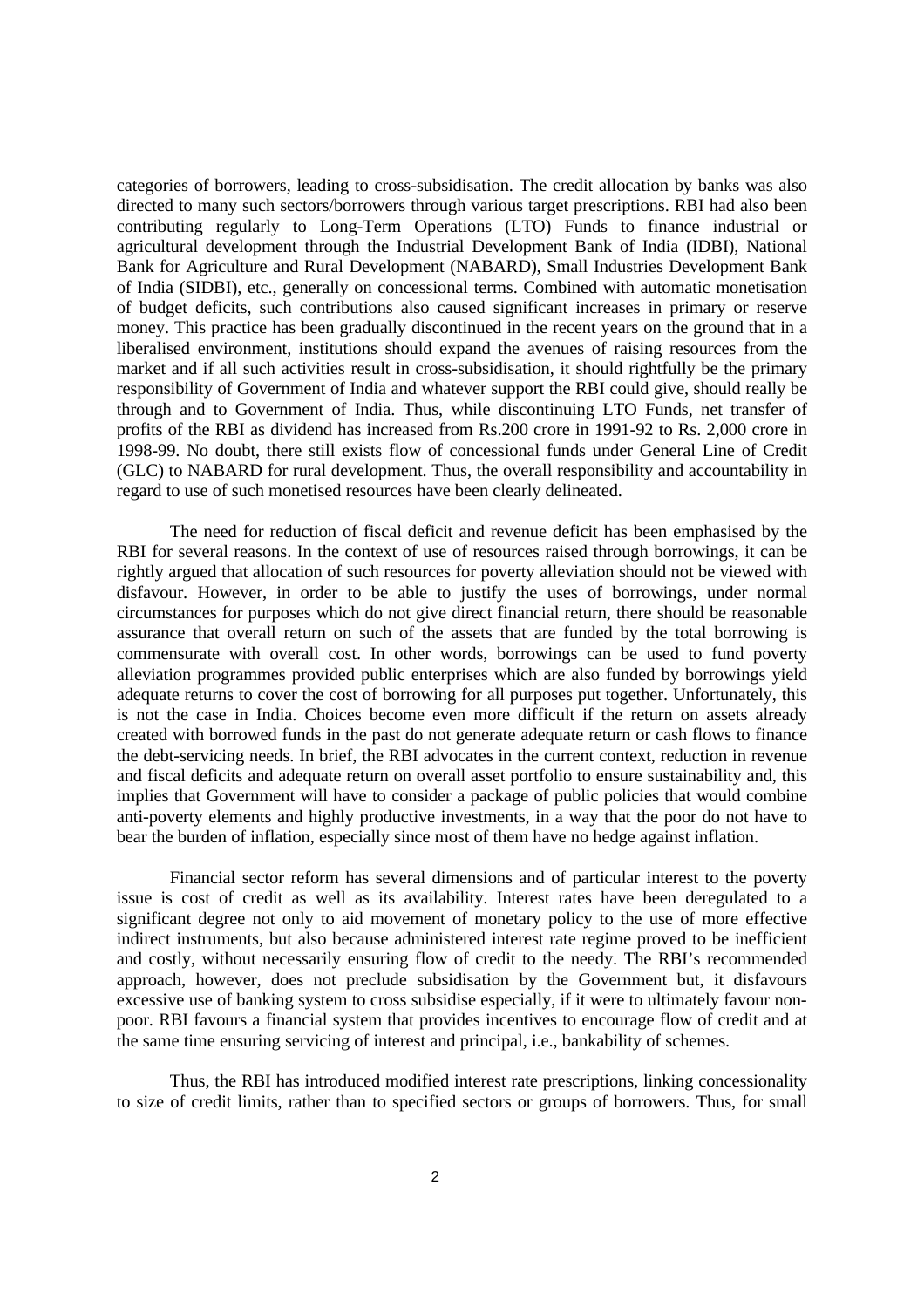categories of borrowers, leading to cross-subsidisation. The credit allocation by banks was also directed to many such sectors/borrowers through various target prescriptions. RBI had also been contributing regularly to Long-Term Operations (LTO) Funds to finance industrial or agricultural development through the Industrial Development Bank of India (IDBI), National Bank for Agriculture and Rural Development (NABARD), Small Industries Development Bank of India (SIDBI), etc., generally on concessional terms. Combined with automatic monetisation of budget deficits, such contributions also caused significant increases in primary or reserve money. This practice has been gradually discontinued in the recent years on the ground that in a liberalised environment, institutions should expand the avenues of raising resources from the market and if all such activities result in cross-subsidisation, it should rightfully be the primary responsibility of Government of India and whatever support the RBI could give, should really be through and to Government of India. Thus, while discontinuing LTO Funds, net transfer of profits of the RBI as dividend has increased from Rs.200 crore in 1991-92 to Rs. 2,000 crore in 1998-99. No doubt, there still exists flow of concessional funds under General Line of Credit (GLC) to NABARD for rural development. Thus, the overall responsibility and accountability in regard to use of such monetised resources have been clearly delineated.

The need for reduction of fiscal deficit and revenue deficit has been emphasised by the RBI for several reasons. In the context of use of resources raised through borrowings, it can be rightly argued that allocation of such resources for poverty alleviation should not be viewed with disfavour. However, in order to be able to justify the uses of borrowings, under normal circumstances for purposes which do not give direct financial return, there should be reasonable assurance that overall return on such of the assets that are funded by the total borrowing is commensurate with overall cost. In other words, borrowings can be used to fund poverty alleviation programmes provided public enterprises which are also funded by borrowings yield adequate returns to cover the cost of borrowing for all purposes put together. Unfortunately, this is not the case in India. Choices become even more difficult if the return on assets already created with borrowed funds in the past do not generate adequate return or cash flows to finance the debt-servicing needs. In brief, the RBI advocates in the current context, reduction in revenue and fiscal deficits and adequate return on overall asset portfolio to ensure sustainability and, this implies that Government will have to consider a package of public policies that would combine anti-poverty elements and highly productive investments, in a way that the poor do not have to bear the burden of inflation, especially since most of them have no hedge against inflation.

Financial sector reform has several dimensions and of particular interest to the poverty issue is cost of credit as well as its availability. Interest rates have been deregulated to a significant degree not only to aid movement of monetary policy to the use of more effective indirect instruments, but also because administered interest rate regime proved to be inefficient and costly, without necessarily ensuring flow of credit to the needy. The RBI's recommended approach, however, does not preclude subsidisation by the Government but, it disfavours excessive use of banking system to cross subsidise especially, if it were to ultimately favour non-poor. RBI favours a financial system that provides incentives to encourage flow of credit and at the same time ensuring servicing of interest and principal, i.e., bankability of schemes.

Thus, the RBI has introduced modified interest rate prescriptions, linking concessionality to size of credit limits, rather than to specified sectors or groups of borrowers. Thus, for small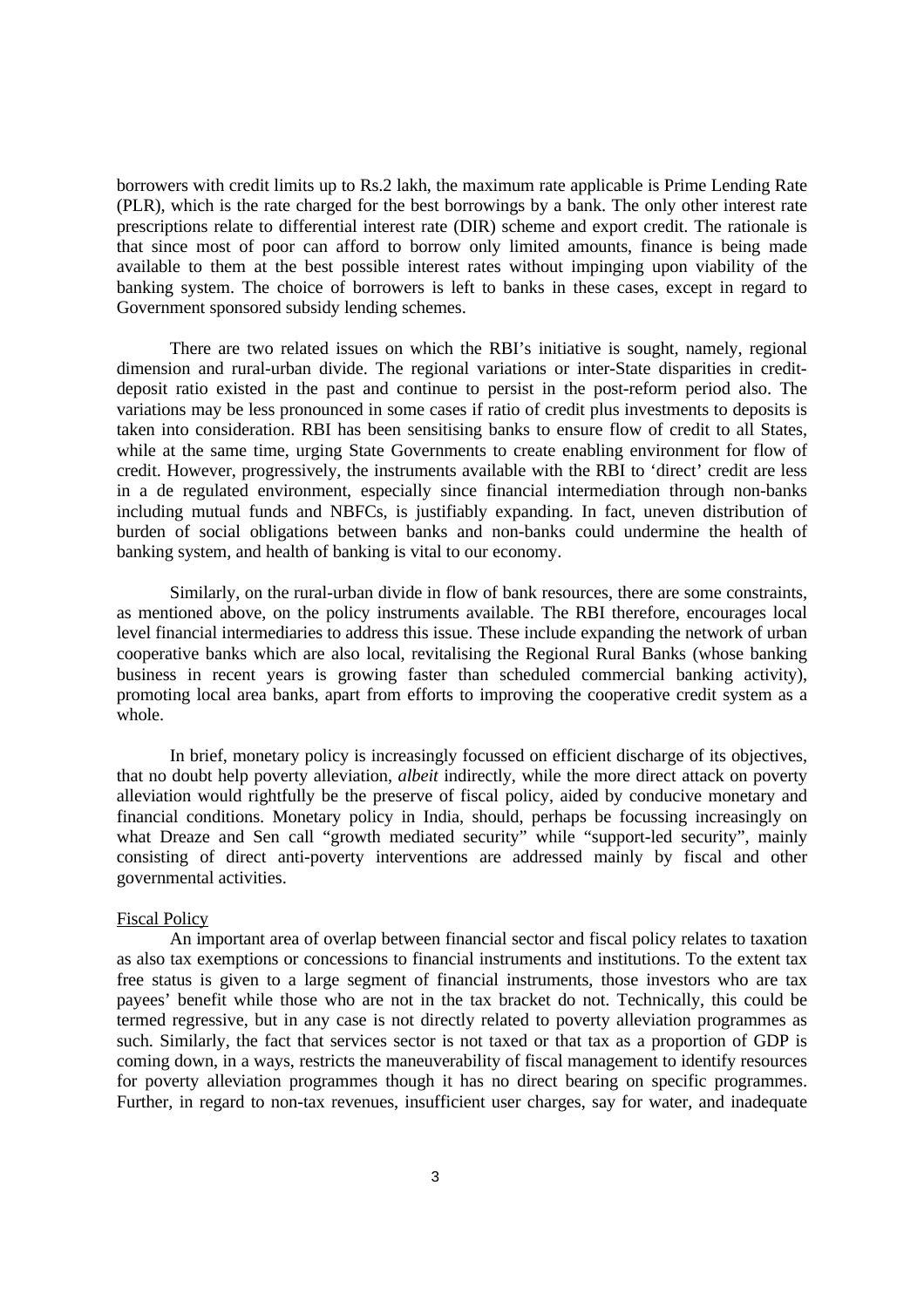borrowers with credit limits up to Rs.2 lakh, the maximum rate applicable is Prime Lending Rate (PLR), which is the rate charged for the best borrowings by a bank. The only other interest rate prescriptions relate to differential interest rate (DIR) scheme and export credit. The rationale is that since most of poor can afford to borrow only limited amounts, finance is being made available to them at the best possible interest rates without impinging upon viability of the banking system. The choice of borrowers is left to banks in these cases, except in regard to Government sponsored subsidy lending schemes.

There are two related issues on which the RBI's initiative is sought, namely, regional dimension and rural-urban divide. The regional variations or inter-State disparities in credit-deposit ratio existed in the past and continue to persist in the post-reform period also. The variations may be less pronounced in some cases if ratio of credit plus investments to deposits is taken into consideration. RBI has been sensitising banks to ensure flow of credit to all States, while at the same time, urging State Governments to create enabling environment for flow of credit. However, progressively, the instruments available with the RBI to 'direct' credit are less in a de regulated environment, especially since financial intermediation through non-banks including mutual funds and NBFCs, is justifiably expanding. In fact, uneven distribution of burden of social obligations between banks and non-banks could undermine the health of banking system, and health of banking is vital to our economy.

Similarly, on the rural-urban divide in flow of bank resources, there are some constraints, as mentioned above, on the policy instruments available. The RBI therefore, encourages local level financial intermediaries to address this issue. These include expanding the network of urban cooperative banks which are also local, revitalising the Regional Rural Banks (whose banking business in recent years is growing faster than scheduled commercial banking activity), promoting local area banks, apart from efforts to improving the cooperative credit system as a whole.

In brief, monetary policy is increasingly focussed on efficient discharge of its objectives, that no doubt help poverty alleviation, *albeit* indirectly, while the more direct attack on poverty alleviation would rightfully be the preserve of fiscal policy, aided by conducive monetary and financial conditions. Monetary policy in India, should, perhaps be focussing increasingly on what Dreaze and Sen call "growth mediated security" while "support-led security", mainly consisting of direct anti-poverty interventions are addressed mainly by fiscal and other governmental activities.

## Fiscal Policy

An important area of overlap between financial sector and fiscal policy relates to taxation as also tax exemptions or concessions to financial instruments and institutions. To the extent tax free status is given to a large segment of financial instruments, those investors who are tax payees' benefit while those who are not in the tax bracket do not. Technically, this could be termed regressive, but in any case is not directly related to poverty alleviation programmes as such. Similarly, the fact that services sector is not taxed or that tax as a proportion of GDP is coming down, in a ways, restricts the maneuverability of fiscal management to identify resources for poverty alleviation programmes though it has no direct bearing on specific programmes. Further, in regard to non-tax revenues, insufficient user charges, say for water, and inadequate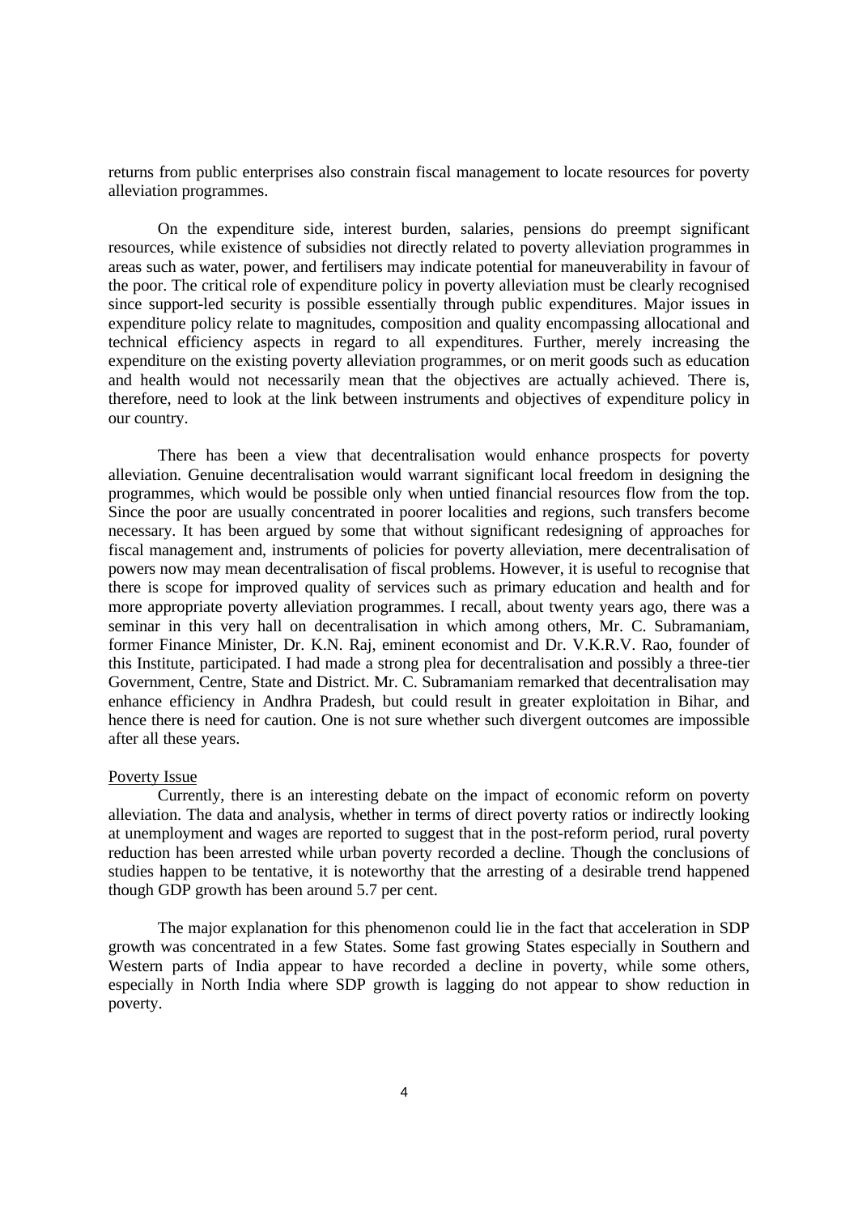returns from public enterprises also constrain fiscal management to locate resources for poverty alleviation programmes.

On the expenditure side, interest burden, salaries, pensions do preempt significant resources, while existence of subsidies not directly related to poverty alleviation programmes in areas such as water, power, and fertilisers may indicate potential for maneuverability in favour of the poor. The critical role of expenditure policy in poverty alleviation must be clearly recognised since support-led security is possible essentially through public expenditures. Major issues in expenditure policy relate to magnitudes, composition and quality encompassing allocational and technical efficiency aspects in regard to all expenditures. Further, merely increasing the expenditure on the existing poverty alleviation programmes, or on merit goods such as education and health would not necessarily mean that the objectives are actually achieved. There is, therefore, need to look at the link between instruments and objectives of expenditure policy in our country.

There has been a view that decentralisation would enhance prospects for poverty alleviation. Genuine decentralisation would warrant significant local freedom in designing the programmes, which would be possible only when untied financial resources flow from the top. Since the poor are usually concentrated in poorer localities and regions, such transfers become necessary. It has been argued by some that without significant redesigning of approaches for fiscal management and, instruments of policies for poverty alleviation, mere decentralisation of powers now may mean decentralisation of fiscal problems. However, it is useful to recognise that there is scope for improved quality of services such as primary education and health and for more appropriate poverty alleviation programmes. I recall, about twenty years ago, there was a seminar in this very hall on decentralisation in which among others, Mr. C. Subramaniam, former Finance Minister, Dr. K.N. Raj, eminent economist and Dr. V.K.R.V. Rao, founder of this Institute, participated. I had made a strong plea for decentralisation and possibly a three-tier Government, Centre, State and District. Mr. C. Subramaniam remarked that decentralisation may enhance efficiency in Andhra Pradesh, but could result in greater exploitation in Bihar, and hence there is need for caution. One is not sure whether such divergent outcomes are impossible after all these years.

## Poverty Issue

Currently, there is an interesting debate on the impact of economic reform on poverty alleviation. The data and analysis, whether in terms of direct poverty ratios or indirectly looking at unemployment and wages are reported to suggest that in the post-reform period, rural poverty reduction has been arrested while urban poverty recorded a decline. Though the conclusions of studies happen to be tentative, it is noteworthy that the arresting of a desirable trend happened though GDP growth has been around 5.7 per cent.

The major explanation for this phenomenon could lie in the fact that acceleration in SDP growth was concentrated in a few States. Some fast growing States especially in Southern and Western parts of India appear to have recorded a decline in poverty, while some others, especially in North India where SDP growth is lagging do not appear to show reduction in poverty.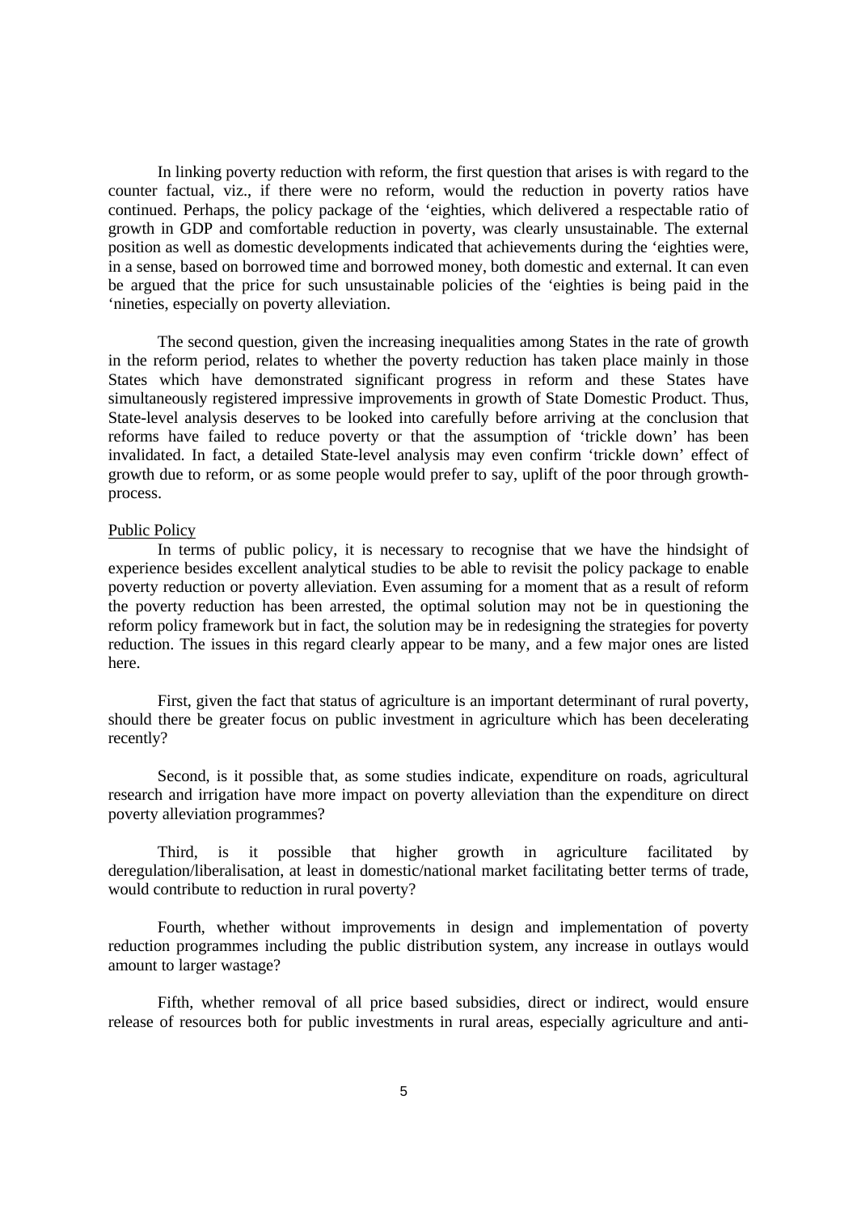In linking poverty reduction with reform, the first question that arises is with regard to the counter factual, viz., if there were no reform, would the reduction in poverty ratios have continued. Perhaps, the policy package of the 'eighties, which delivered a respectable ratio of growth in GDP and comfortable reduction in poverty, was clearly unsustainable. The external position as well as domestic developments indicated that achievements during the 'eighties were, in a sense, based on borrowed time and borrowed money, both domestic and external. It can even be argued that the price for such unsustainable policies of the 'eighties is being paid in the 'nineties, especially on poverty alleviation.

The second question, given the increasing inequalities among States in the rate of growth in the reform period, relates to whether the poverty reduction has taken place mainly in those States which have demonstrated significant progress in reform and these States have simultaneously registered impressive improvements in growth of State Domestic Product. Thus, State-level analysis deserves to be looked into carefully before arriving at the conclusion that reforms have failed to reduce poverty or that the assumption of 'trickle down' has been invalidated. In fact, a detailed State-level analysis may even confirm 'trickle down' effect of growth due to reform, or as some people would prefer to say, uplift of the poor through growth-process.

## Public Policy

In terms of public policy, it is necessary to recognise that we have the hindsight of experience besides excellent analytical studies to be able to revisit the policy package to enable poverty reduction or poverty alleviation. Even assuming for a moment that as a result of reform the poverty reduction has been arrested, the optimal solution may not be in questioning the reform policy framework but in fact, the solution may be in redesigning the strategies for poverty reduction. The issues in this regard clearly appear to be many, and a few major ones are listed here.

First, given the fact that status of agriculture is an important determinant of rural poverty, should there be greater focus on public investment in agriculture which has been decelerating recently?

Second, is it possible that, as some studies indicate, expenditure on roads, agricultural research and irrigation have more impact on poverty alleviation than the expenditure on direct poverty alleviation programmes?

Third, is it possible that higher growth in agriculture facilitated by deregulation/liberalisation, at least in domestic/national market facilitating better terms of trade, would contribute to reduction in rural poverty?

Fourth, whether without improvements in design and implementation of poverty reduction programmes including the public distribution system, any increase in outlays would amount to larger wastage?

Fifth, whether removal of all price based subsidies, direct or indirect, would ensure release of resources both for public investments in rural areas, especially agriculture and anti-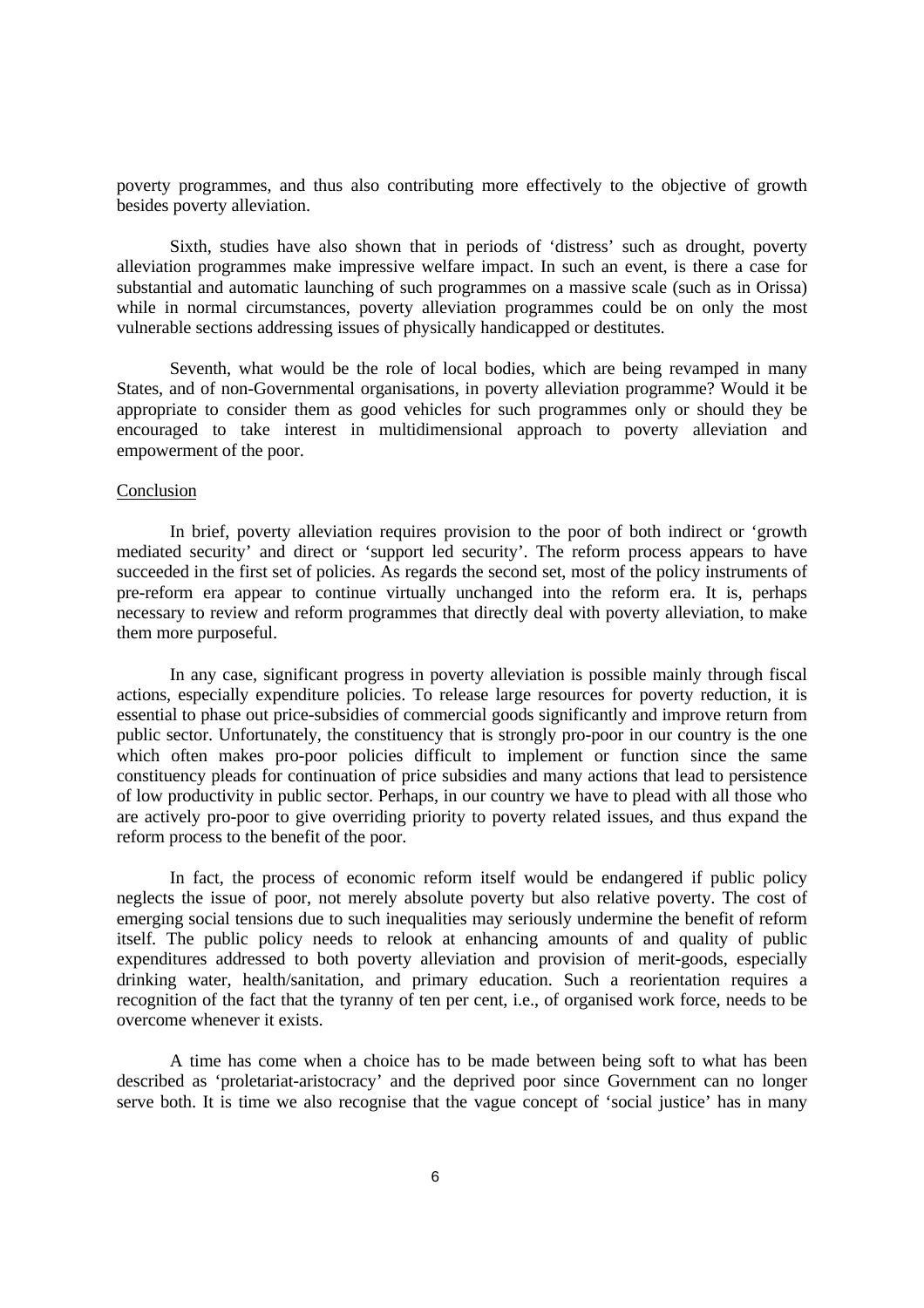poverty programmes, and thus also contributing more effectively to the objective of growth besides poverty alleviation.

Sixth, studies have also shown that in periods of 'distress' such as drought, poverty alleviation programmes make impressive welfare impact. In such an event, is there a case for substantial and automatic launching of such programmes on a massive scale (such as in Orissa) while in normal circumstances, poverty alleviation programmes could be on only the most vulnerable sections addressing issues of physically handicapped or destitutes.

Seventh, what would be the role of local bodies, which are being revamped in many States, and of non-Governmental organisations, in poverty alleviation programme? Would it be appropriate to consider them as good vehicles for such programmes only or should they be encouraged to take interest in multidimensional approach to poverty alleviation and empowerment of the poor.

## Conclusion

In brief, poverty alleviation requires provision to the poor of both indirect or 'growth mediated security' and direct or 'support led security'. The reform process appears to have succeeded in the first set of policies. As regards the second set, most of the policy instruments of pre-reform era appear to continue virtually unchanged into the reform era. It is, perhaps necessary to review and reform programmes that directly deal with poverty alleviation, to make them more purposeful.

In any case, significant progress in poverty alleviation is possible mainly through fiscal actions, especially expenditure policies. To release large resources for poverty reduction, it is essential to phase out price-subsidies of commercial goods significantly and improve return from public sector. Unfortunately, the constituency that is strongly pro-poor in our country is the one which often makes pro-poor policies difficult to implement or function since the same constituency pleads for continuation of price subsidies and many actions that lead to persistence of low productivity in public sector. Perhaps, in our country we have to plead with all those who are actively pro-poor to give overriding priority to poverty related issues, and thus expand the reform process to the benefit of the poor.

In fact, the process of economic reform itself would be endangered if public policy neglects the issue of poor, not merely absolute poverty but also relative poverty. The cost of emerging social tensions due to such inequalities may seriously undermine the benefit of reform itself. The public policy needs to relook at enhancing amounts of and quality of public expenditures addressed to both poverty alleviation and provision of merit-goods, especially drinking water, health/sanitation, and primary education. Such a reorientation requires a recognition of the fact that the tyranny of ten per cent, i.e., of organised work force, needs to be overcome whenever it exists.

A time has come when a choice has to be made between being soft to what has been described as 'proletariat-aristocracy' and the deprived poor since Government can no longer serve both. It is time we also recognise that the vague concept of 'social justice' has in many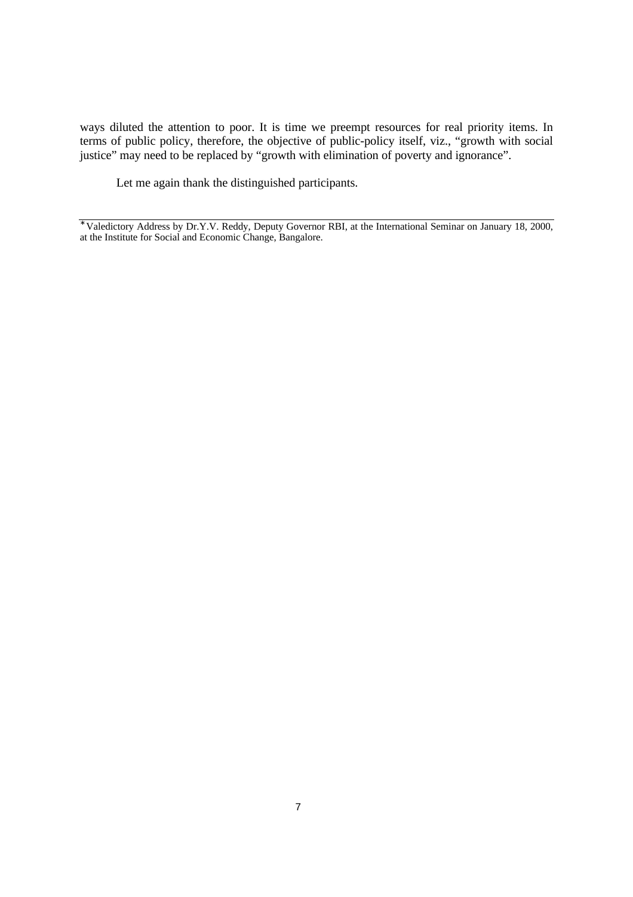ways diluted the attention to poor. It is time we preempt resources for real priority items. In terms of public policy, therefore, the objective of public-policy itself, viz., "growth with social justice" may need to be replaced by "growth with elimination of poverty and ignorance".

Let me again thank the distinguished participants.

---

* Valedictory Address by Dr.Y.V. Reddy, Deputy Governor RBI, at the International Seminar on January 18, 2000, at the Institute for Social and Economic Change, Bangalore.